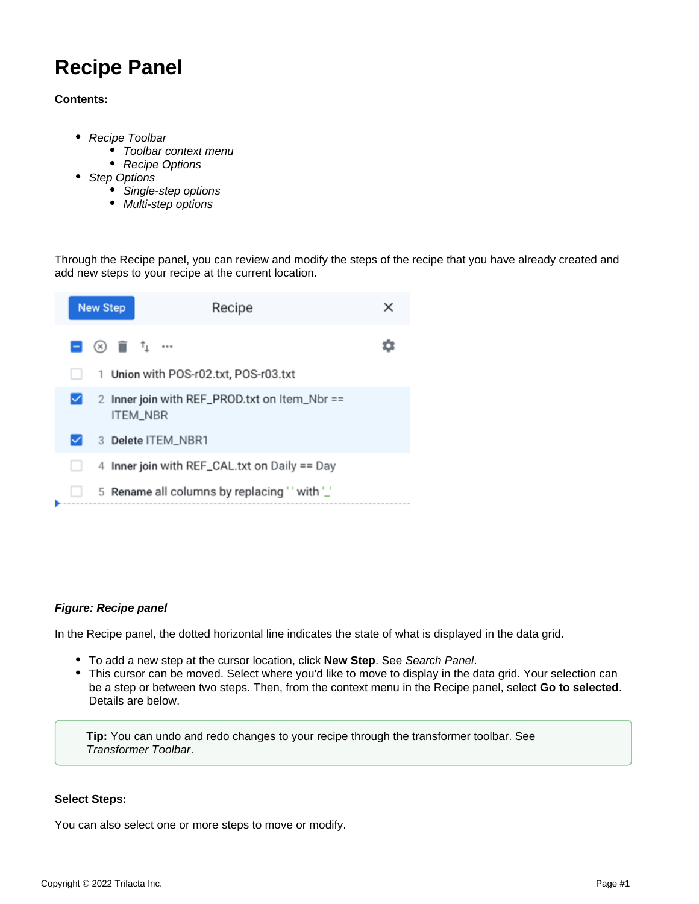# Recipe Panel

**Contents:**

- *Recipe Toolbar*
    - *Toolbar context menu*
    - *Recipe Options*
- *Step Options*
    - *Single-step options*
    - *Multi-step options*

---

Through the Recipe panel, you can review and modify the steps of the recipe that you have already created and add new steps to your recipe at the current location.

***Figure: Recipe panel***

In the Recipe panel, the dotted horizontal line indicates the state of what is displayed in the data grid.

- To add a new step at the cursor location, click **New Step**. See *Search Panel*.
- This cursor can be moved. Select where you'd like to move to display in the data grid. Your selection can be a step or between two steps. Then, from the context menu in the Recipe panel, select **Go to selected**. Details are below.

> **Tip:** You can undo and redo changes to your recipe through the transformer toolbar. See *Transformer Toolbar*.

**Select Steps:**

You can also select one or more steps to move or modify.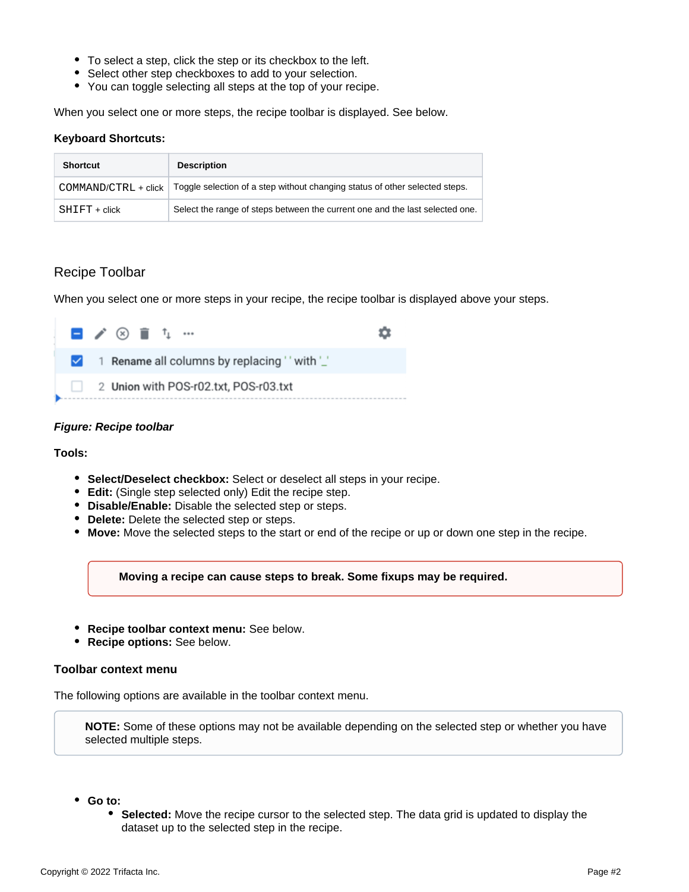- To select a step, click the step or its checkbox to the left.
- Select other step checkboxes to add to your selection.
- You can toggle selecting all steps at the top of your recipe.

When you select one or more steps, the recipe toolbar is displayed. See below.

**Keyboard Shortcuts:**

| Shortcut | Description |
| --- | --- |
| `COMMAND/CTRL` + click | Toggle selection of a step without changing status of other selected steps. |
| `SHIFT` + click | Select the range of steps between the current one and the last selected one. |

## Recipe Toolbar

When you select one or more steps in your recipe, the recipe toolbar is displayed above your steps.

*Figure: Recipe toolbar*

**Tools:**

- **Select/Deselect checkbox:** Select or deselect all steps in your recipe.
- **Edit:** (Single step selected only) Edit the recipe step.
- **Disable/Enable:** Disable the selected step or steps.
- **Delete:** Delete the selected step or steps.
- **Move:** Move the selected steps to the start or end of the recipe or up or down one step in the recipe.

> **Moving a recipe can cause steps to break. Some fixups may be required.**

- **Recipe toolbar context menu:** See below.
- **Recipe options:** See below.

### Toolbar context menu

The following options are available in the toolbar context menu.

> **NOTE:** Some of these options may not be available depending on the selected step or whether you have selected multiple steps.

- **Go to:**
  - **Selected:** Move the recipe cursor to the selected step. The data grid is updated to display the dataset up to the selected step in the recipe.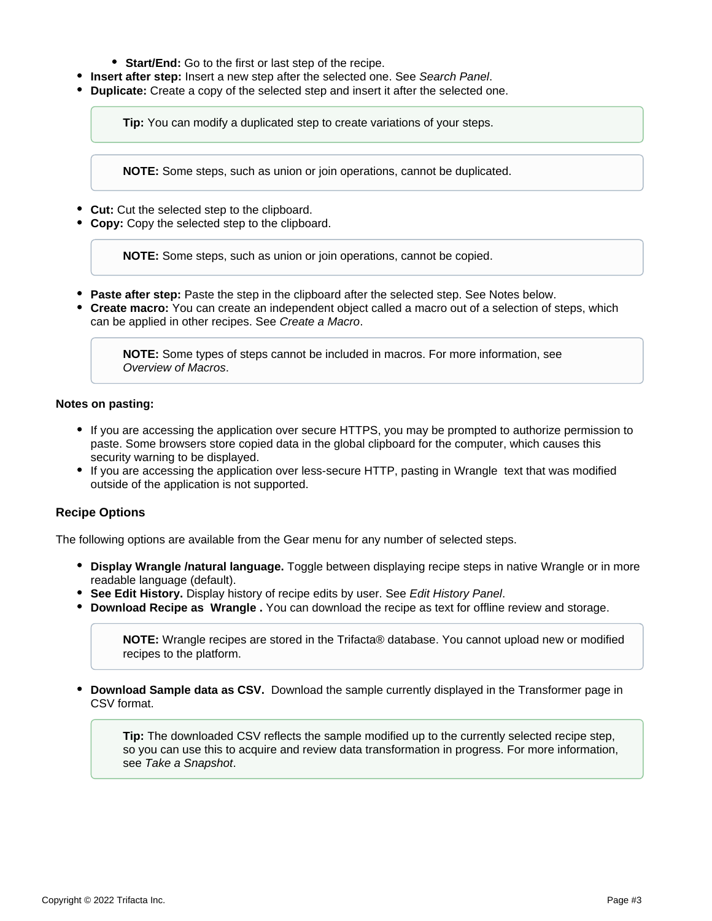- **Start/End:** Go to the first or last step of the recipe.
- **Insert after step:** Insert a new step after the selected one. See *Search Panel*.
- **Duplicate:** Create a copy of the selected step and insert it after the selected one.

> **Tip:** You can modify a duplicated step to create variations of your steps.

> **NOTE:** Some steps, such as union or join operations, cannot be duplicated.

- **Cut:** Cut the selected step to the clipboard.
- **Copy:** Copy the selected step to the clipboard.

> **NOTE:** Some steps, such as union or join operations, cannot be copied.

- **Paste after step:** Paste the step in the clipboard after the selected step. See Notes below.
- **Create macro:** You can create an independent object called a macro out of a selection of steps, which can be applied in other recipes. See *Create a Macro*.

> **NOTE:** Some types of steps cannot be included in macros. For more information, see *Overview of Macros*.

**Notes on pasting:**

- If you are accessing the application over secure HTTPS, you may be prompted to authorize permission to paste. Some browsers store copied data in the global clipboard for the computer, which causes this security warning to be displayed.
- If you are accessing the application over less-secure HTTP, pasting in Wrangle text that was modified outside of the application is not supported.

### Recipe Options

The following options are available from the Gear menu for any number of selected steps.

- **Display Wrangle /natural language.** Toggle between displaying recipe steps in native Wrangle or in more readable language (default).
- **See Edit History.** Display history of recipe edits by user. See *Edit History Panel*.
- **Download Recipe as Wrangle .** You can download the recipe as text for offline review and storage.

> **NOTE:** Wrangle recipes are stored in the Trifacta® database. You cannot upload new or modified recipes to the platform.

- **Download Sample data as CSV.** Download the sample currently displayed in the Transformer page in CSV format.

> **Tip:** The downloaded CSV reflects the sample modified up to the currently selected recipe step, so you can use this to acquire and review data transformation in progress. For more information, see *Take a Snapshot*.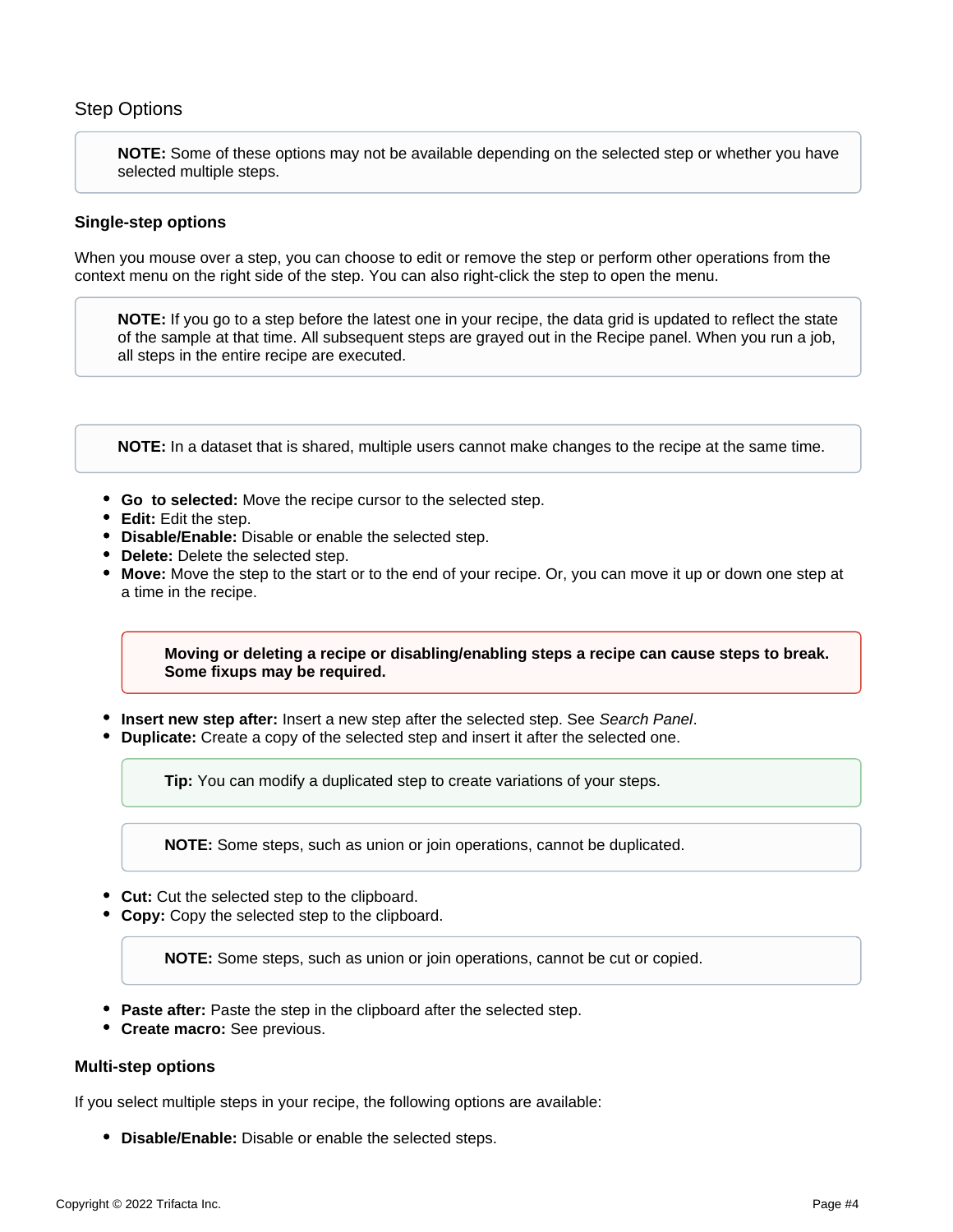## Step Options

> **NOTE:** Some of these options may not be available depending on the selected step or whether you have selected multiple steps.

### Single-step options

When you mouse over a step, you can choose to edit or remove the step or perform other operations from the context menu on the right side of the step. You can also right-click the step to open the menu.

> **NOTE:** If you go to a step before the latest one in your recipe, the data grid is updated to reflect the state of the sample at that time. All subsequent steps are grayed out in the Recipe panel. When you run a job, all steps in the entire recipe are executed.

> **NOTE:** In a dataset that is shared, multiple users cannot make changes to the recipe at the same time.

- **Go  to selected:** Move the recipe cursor to the selected step.
- **Edit:** Edit the step.
- **Disable/Enable:** Disable or enable the selected step.
- **Delete:** Delete the selected step.
- **Move:** Move the step to the start or to the end of your recipe. Or, you can move it up or down one step at a time in the recipe.

  > **Moving or deleting a recipe or disabling/enabling steps a recipe can cause steps to break. Some fixups may be required.**

- **Insert new step after:** Insert a new step after the selected step. See *Search Panel*.
- **Duplicate:** Create a copy of the selected step and insert it after the selected one.

  > **Tip:** You can modify a duplicated step to create variations of your steps.

  > **NOTE:** Some steps, such as union or join operations, cannot be duplicated.

- **Cut:** Cut the selected step to the clipboard.
- **Copy:** Copy the selected step to the clipboard.

  > **NOTE:** Some steps, such as union or join operations, cannot be cut or copied.

- **Paste after:** Paste the step in the clipboard after the selected step.
- **Create macro:** See previous.

### Multi-step options

If you select multiple steps in your recipe, the following options are available:

- **Disable/Enable:** Disable or enable the selected steps.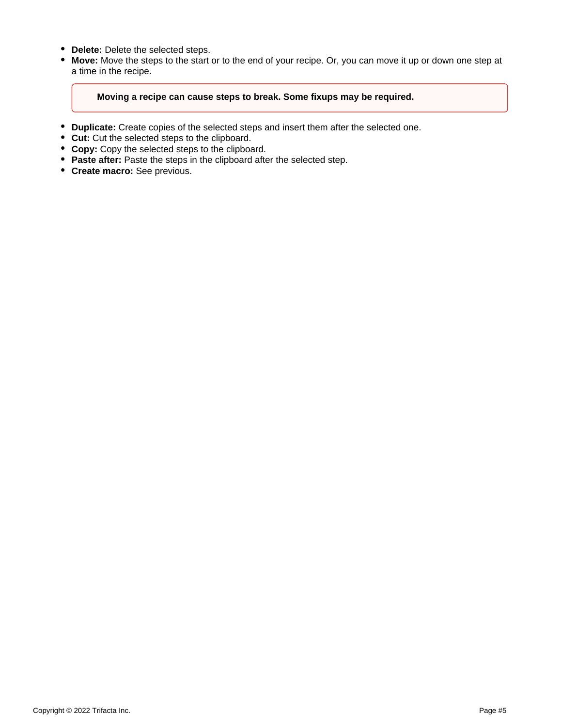- **Delete:** Delete the selected steps.
- **Move:** Move the steps to the start or to the end of your recipe. Or, you can move it up or down one step at a time in the recipe.

> **Moving a recipe can cause steps to break. Some fixups may be required.**

- **Duplicate:** Create copies of the selected steps and insert them after the selected one.
- **Cut:** Cut the selected steps to the clipboard.
- **Copy:** Copy the selected steps to the clipboard.
- **Paste after:** Paste the steps in the clipboard after the selected step.
- **Create macro:** See previous.